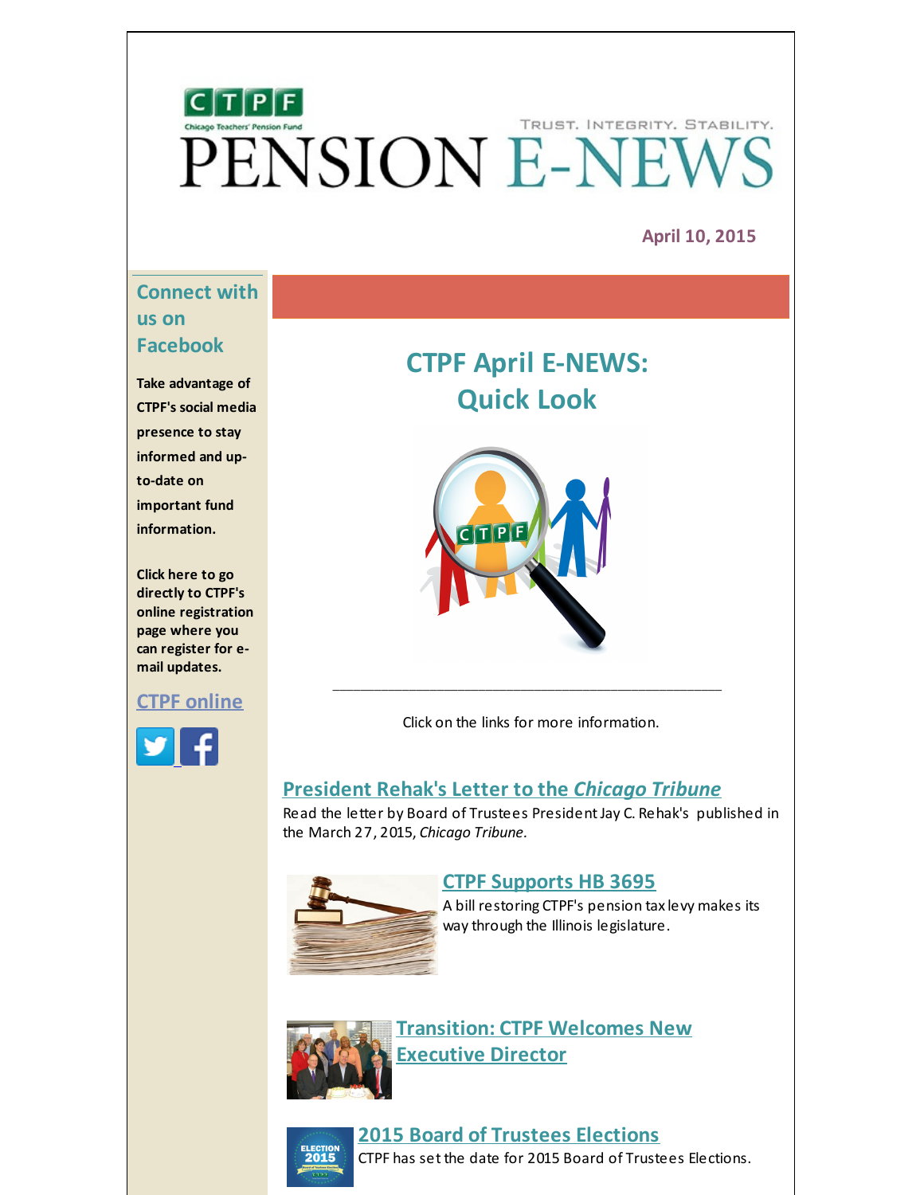# PENSION E-NEWS

CTPF Chicago Teachers' Pension Fund

TRUST. INTEGRITY. STABILITY.

**April 10, 2015**

## Connect with us on Facebook

**Take advantage of CTPF's social media presence to stay informed and up-to-date on important fund information.**

**Click here to go directly to CTPF's online registration page where you can register for e-mail updates.**

**CTPF online**

## CTPF April E-NEWS: Quick Look

Click on the links for more information.

### President Rehak's Letter to the *Chicago Tribune*

Read the letter by Board of Trustees President Jay C. Rehak's published in the March 27, 2015, *Chicago Tribune.*

### CTPF Supports HB 3695

A bill restoring CTPF's pension tax levy makes its way through the Illinois legislature.

### Transition: CTPF Welcomes New Executive Director

### 2015 Board of Trustees Elections

CTPF has set the date for 2015 Board of Trustees Elections.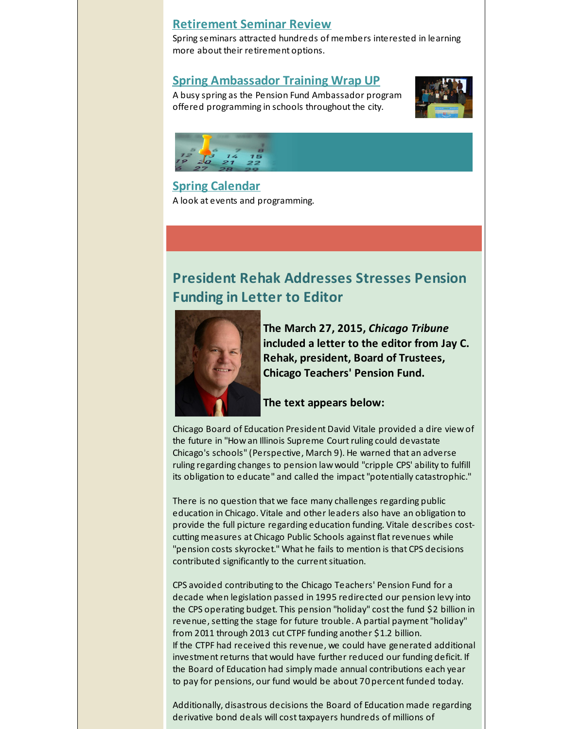### Retirement Seminar Review

Spring seminars attracted hundreds of members interested in learning more about their retirement options.

### Spring Ambassador Training Wrap UP

A busy spring as the Pension Fund Ambassador program offered programming in schools throughout the city.

### Spring Calendar

A look at events and programming.

## President Rehak Addresses Stresses Pension Funding in Letter to Editor

**The March 27, 2015, *Chicago Tribune* included a letter to the editor from Jay C. Rehak, president, Board of Trustees, Chicago Teachers' Pension Fund.**

**The text appears below:**

Chicago Board of Education President David Vitale provided a dire view of the future in "How an Illinois Supreme Court ruling could devastate Chicago's schools" (Perspective, March 9). He warned that an adverse ruling regarding changes to pension law would "cripple CPS' ability to fulfill its obligation to educate" and called the impact "potentially catastrophic."

There is no question that we face many challenges regarding public education in Chicago. Vitale and other leaders also have an obligation to provide the full picture regarding education funding. Vitale describes cost-cutting measures at Chicago Public Schools against flat revenues while "pension costs skyrocket." What he fails to mention is that CPS decisions contributed significantly to the current situation.

CPS avoided contributing to the Chicago Teachers' Pension Fund for a decade when legislation passed in 1995 redirected our pension levy into the CPS operating budget. This pension "holiday" cost the fund $2 billion in revenue, setting the stage for future trouble. A partial payment "holiday" from 2011 through 2013 cut CTPF funding another $1.2 billion.
If the CTPF had received this revenue, we could have generated additional investment returns that would have further reduced our funding deficit. If the Board of Education had simply made annual contributions each year to pay for pensions, our fund would be about 70 percent funded today.

Additionally, disastrous decisions the Board of Education made regarding derivative bond deals will cost taxpayers hundreds of millions of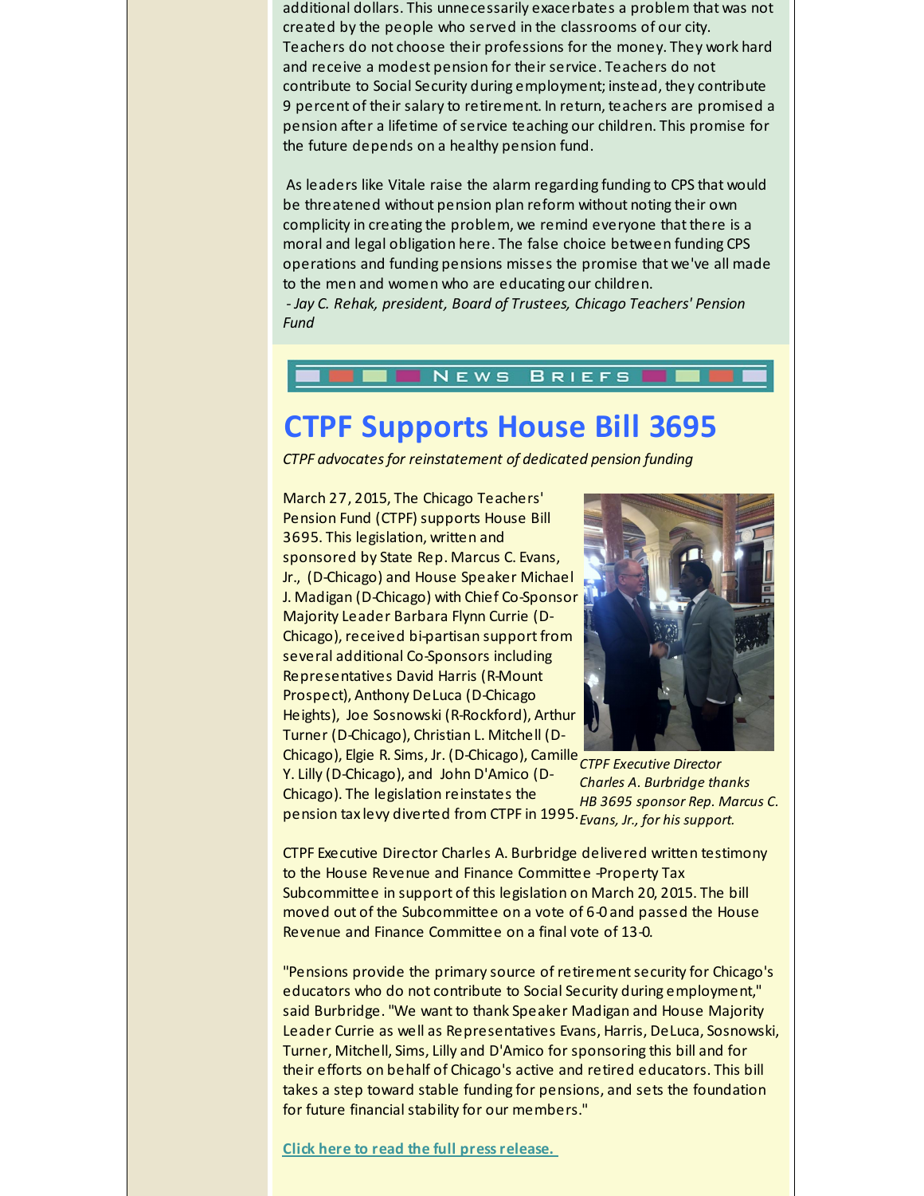additional dollars. This unnecessarily exacerbates a problem that was not created by the people who served in the classrooms of our city. Teachers do not choose their professions for the money. They work hard and receive a modest pension for their service. Teachers do not contribute to Social Security during employment; instead, they contribute 9 percent of their salary to retirement. In return, teachers are promised a pension after a lifetime of service teaching our children. This promise for the future depends on a healthy pension fund.

As leaders like Vitale raise the alarm regarding funding to CPS that would be threatened without pension plan reform without noting their own complicity in creating the problem, we remind everyone that there is a moral and legal obligation here. The false choice between funding CPS operations and funding pensions misses the promise that we've all made to the men and women who are educating our children.

*- Jay C. Rehak, president, Board of Trustees, Chicago Teachers' Pension Fund*

NEWS BRIEFS

# CTPF Supports House Bill 3695

*CTPF advocates for reinstatement of dedicated pension funding*

March 27, 2015, The Chicago Teachers' Pension Fund (CTPF) supports House Bill 3695. This legislation, written and sponsored by State Rep. Marcus C. Evans, Jr., (D-Chicago) and House Speaker Michael J. Madigan (D-Chicago) with Chief Co-Sponsor Majority Leader Barbara Flynn Currie (D-Chicago), received bi-partisan support from several additional Co-Sponsors including Representatives David Harris (R-Mount Prospect), Anthony DeLuca (D-Chicago Heights), Joe Sosnowski (R-Rockford), Arthur Turner (D-Chicago), Christian L. Mitchell (D-Chicago), Elgie R. Sims, Jr. (D-Chicago), Camille Y. Lilly (D-Chicago), and John D'Amico (D-Chicago). The legislation reinstates the pension tax levy diverted from CTPF in 1995.

*CTPF Executive Director Charles A. Burbridge thanks HB 3695 sponsor Rep. Marcus C. Evans, Jr., for his support.*

CTPF Executive Director Charles A. Burbridge delivered written testimony to the House Revenue and Finance Committee -Property Tax Subcommittee in support of this legislation on March 20, 2015. The bill moved out of the Subcommittee on a vote of 6-0 and passed the House Revenue and Finance Committee on a final vote of 13-0.

"Pensions provide the primary source of retirement security for Chicago's educators who do not contribute to Social Security during employment," said Burbridge. "We want to thank Speaker Madigan and House Majority Leader Currie as well as Representatives Evans, Harris, DeLuca, Sosnowski, Turner, Mitchell, Sims, Lilly and D'Amico for sponsoring this bill and for their efforts on behalf of Chicago's active and retired educators. This bill takes a step toward stable funding for pensions, and sets the foundation for future financial stability for our members."

**Click here to read the full press release.**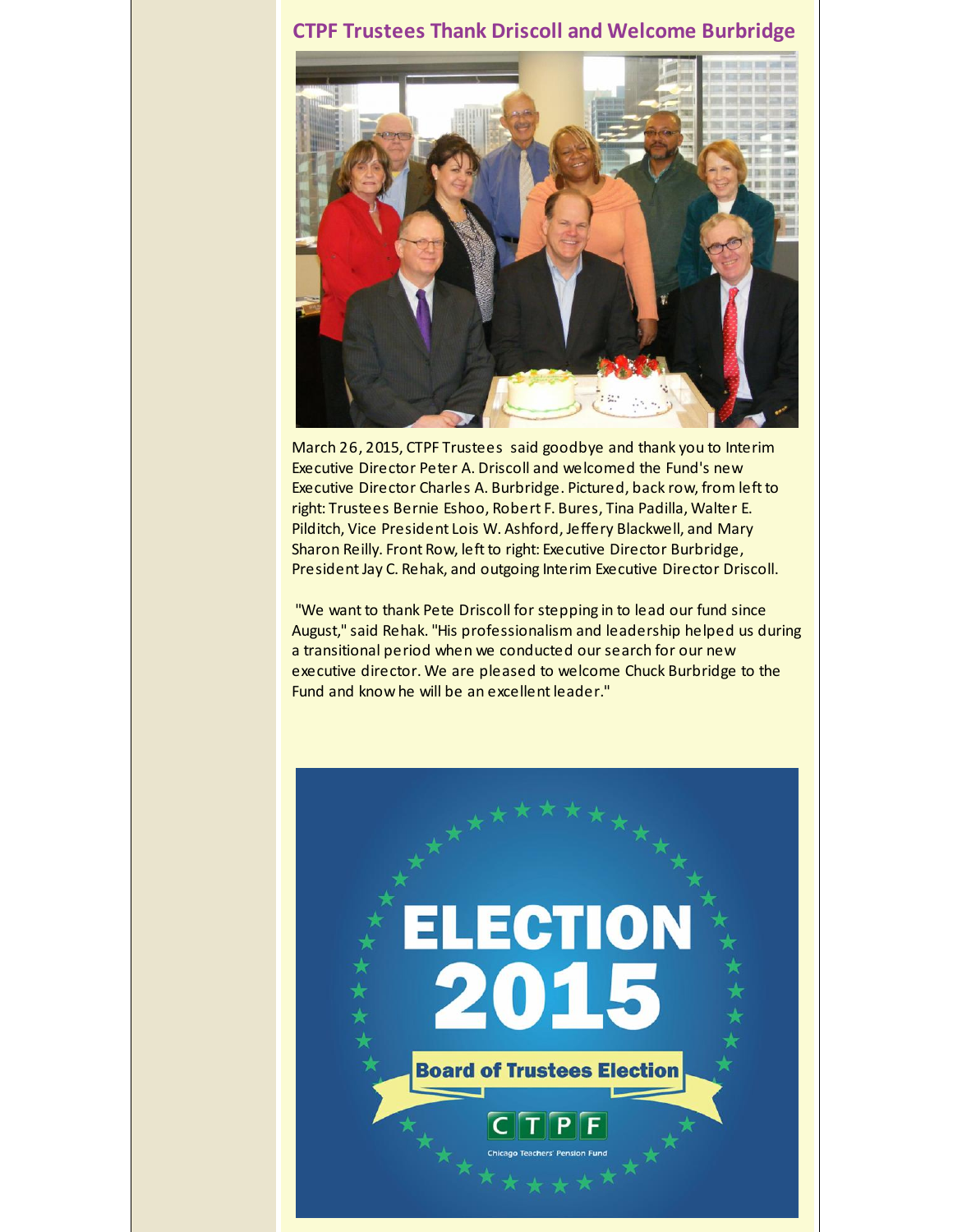## CTPF Trustees Thank Driscoll and Welcome Burbridge

March 26, 2015, CTPF Trustees said goodbye and thank you to Interim Executive Director Peter A. Driscoll and welcomed the Fund's new Executive Director Charles A. Burbridge. Pictured, back row, from left to right: Trustees Bernie Eshoo, Robert F. Bures, Tina Padilla, Walter E. Pilditch, Vice President Lois W. Ashford, Jeffery Blackwell, and Mary Sharon Reilly. Front Row, left to right: Executive Director Burbridge, President Jay C. Rehak, and outgoing Interim Executive Director Driscoll.

"We want to thank Pete Driscoll for stepping in to lead our fund since August," said Rehak. "His professionalism and leadership helped us during a transitional period when we conducted our search for our new executive director. We are pleased to welcome Chuck Burbridge to the Fund and know he will be an excellent leader."

ELECTION 2015

Board of Trustees Election

CTPF

Chicago Teachers' Pension Fund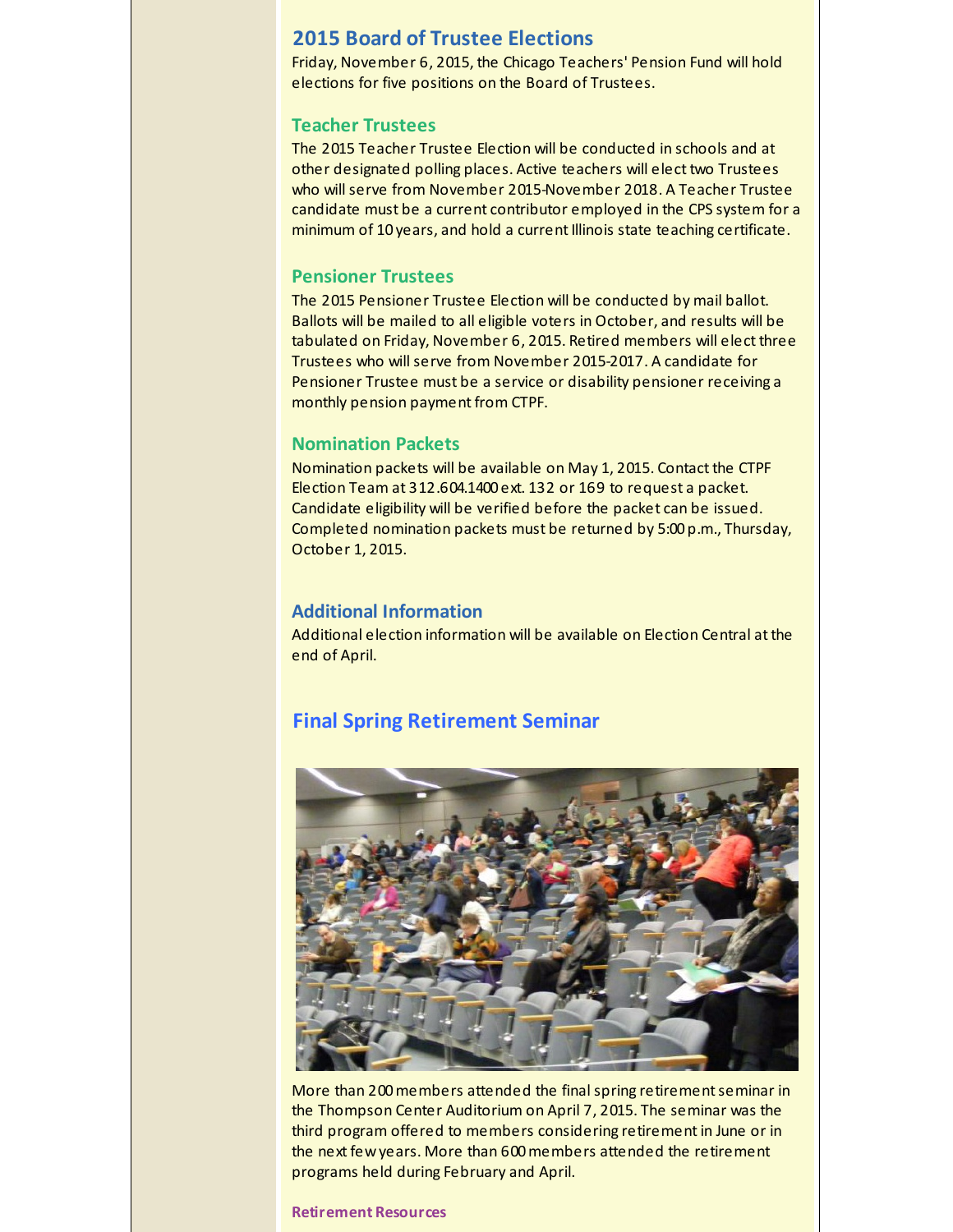## 2015 Board of Trustee Elections

Friday, November 6, 2015, the Chicago Teachers' Pension Fund will hold elections for five positions on the Board of Trustees.

### Teacher Trustees

The 2015 Teacher Trustee Election will be conducted in schools and at other designated polling places. Active teachers will elect two Trustees who will serve from November 2015-November 2018. A Teacher Trustee candidate must be a current contributor employed in the CPS system for a minimum of 10 years, and hold a current Illinois state teaching certificate.

### Pensioner Trustees

The 2015 Pensioner Trustee Election will be conducted by mail ballot. Ballots will be mailed to all eligible voters in October, and results will be tabulated on Friday, November 6, 2015. Retired members will elect three Trustees who will serve from November 2015-2017. A candidate for Pensioner Trustee must be a service or disability pensioner receiving a monthly pension payment from CTPF.

### Nomination Packets

Nomination packets will be available on May 1, 2015. Contact the CTPF Election Team at 312.604.1400 ext. 132 or 169 to request a packet. Candidate eligibility will be verified before the packet can be issued. Completed nomination packets must be returned by 5:00 p.m., Thursday, October 1, 2015.

### Additional Information

Additional election information will be available on Election Central at the end of April.

## Final Spring Retirement Seminar

More than 200 members attended the final spring retirement seminar in the Thompson Center Auditorium on April 7, 2015. The seminar was the third program offered to members considering retirement in June or in the next few years. More than 600 members attended the retirement programs held during February and April.

**Retirement Resources**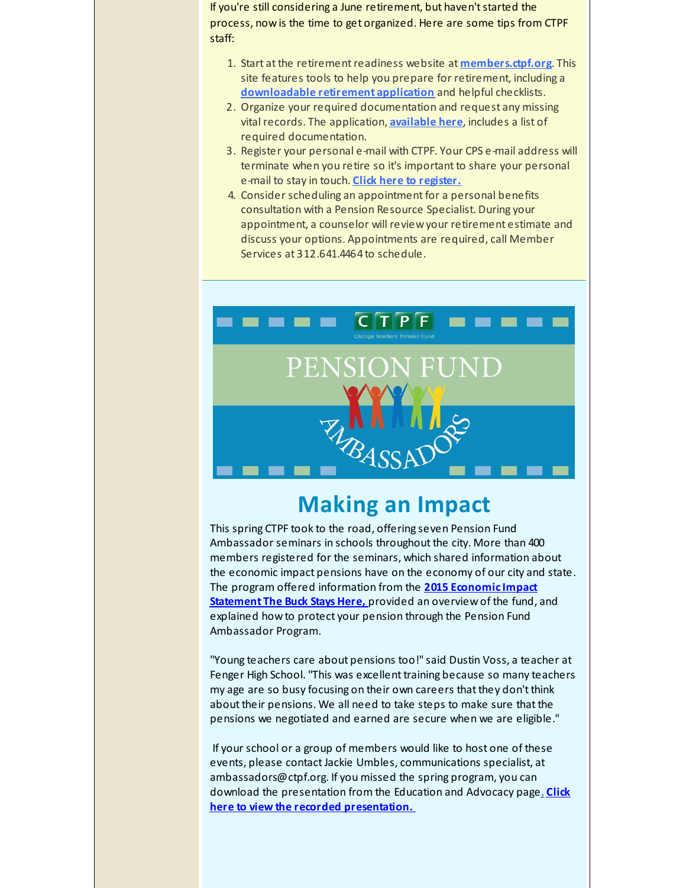If you're still considering a June retirement, but haven't started the process, now is the time to get organized. Here are some tips from CTPF staff:

1. Start at the retirement readiness website at **members.ctpf.org**. This site features tools to help you prepare for retirement, including a **downloadable retirement application** and helpful checklists.
2. Organize your required documentation and request any missing vital records. The application, **available here**, includes a list of required documentation.
3. Register your personal e-mail with CTPF. Your CPS e-mail address will terminate when you retire so it's important to share your personal e-mail to stay in touch. **Click here to register.**
4. Consider scheduling an appointment for a personal benefits consultation with a Pension Resource Specialist. During your appointment, a counselor will review your retirement estimate and discuss your options. Appointments are required, call Member Services at 312.641.4464 to schedule.

## Making an Impact

This spring CTPF took to the road, offering seven Pension Fund Ambassador seminars in schools throughout the city. More than 400 members registered for the seminars, which shared information about the economic impact pensions have on the economy of our city and state. The program offered information from the **2015 Economic Impact Statement The Buck Stays Here,** provided an overview of the fund, and explained how to protect your pension through the Pension Fund Ambassador Program.

"Young teachers care about pensions too!" said Dustin Voss, a teacher at Fenger High School. "This was excellent training because so many teachers my age are so busy focusing on their own careers that they don't think about their pensions. We all need to take steps to make sure that the pensions we negotiated and earned are secure when we are eligible."

If your school or a group of members would like to host one of these events, please contact Jackie Umbles, communications specialist, at ambassadors@ctpf.org. If you missed the spring program, you can download the presentation from the Education and Advocacy page. **Click here to view the recorded presentation.**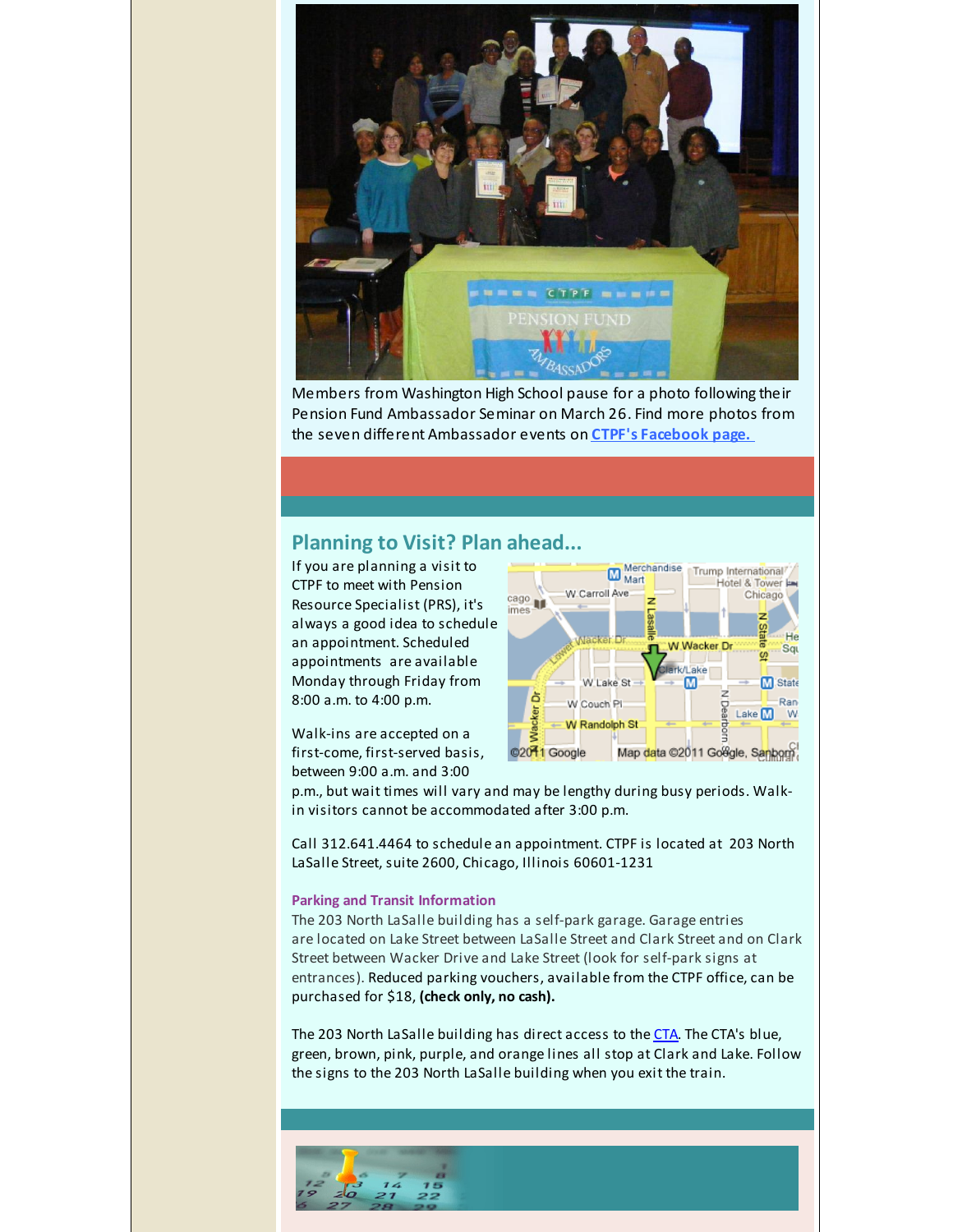Members from Washington High School pause for a photo following their Pension Fund Ambassador Seminar on March 26. Find more photos from the seven different Ambassador events on **CTPF's Facebook page.**

## Planning to Visit? Plan ahead...

If you are planning a visit to CTPF to meet with Pension Resource Specialist (PRS), it's always a good idea to schedule an appointment. Scheduled appointments are available Monday through Friday from 8:00 a.m. to 4:00 p.m.

Walk-ins are accepted on a first-come, first-served basis, between 9:00 a.m. and 3:00 p.m., but wait times will vary and may be lengthy during busy periods. Walk-in visitors cannot be accommodated after 3:00 p.m.

Call 312.641.4464 to schedule an appointment. CTPF is located at 203 North LaSalle Street, suite 2600, Chicago, Illinois 60601-1231

### Parking and Transit Information

The 203 North LaSalle building has a self-park garage. Garage entries are located on Lake Street between LaSalle Street and Clark Street and on Clark Street between Wacker Drive and Lake Street (look for self-park signs at entrances). Reduced parking vouchers, available from the CTPF office, can be purchased for $18, **(check only, no cash).**

The 203 North LaSalle building has direct access to the CTA. The CTA's blue, green, brown, pink, purple, and orange lines all stop at Clark and Lake. Follow the signs to the 203 North LaSalle building when you exit the train.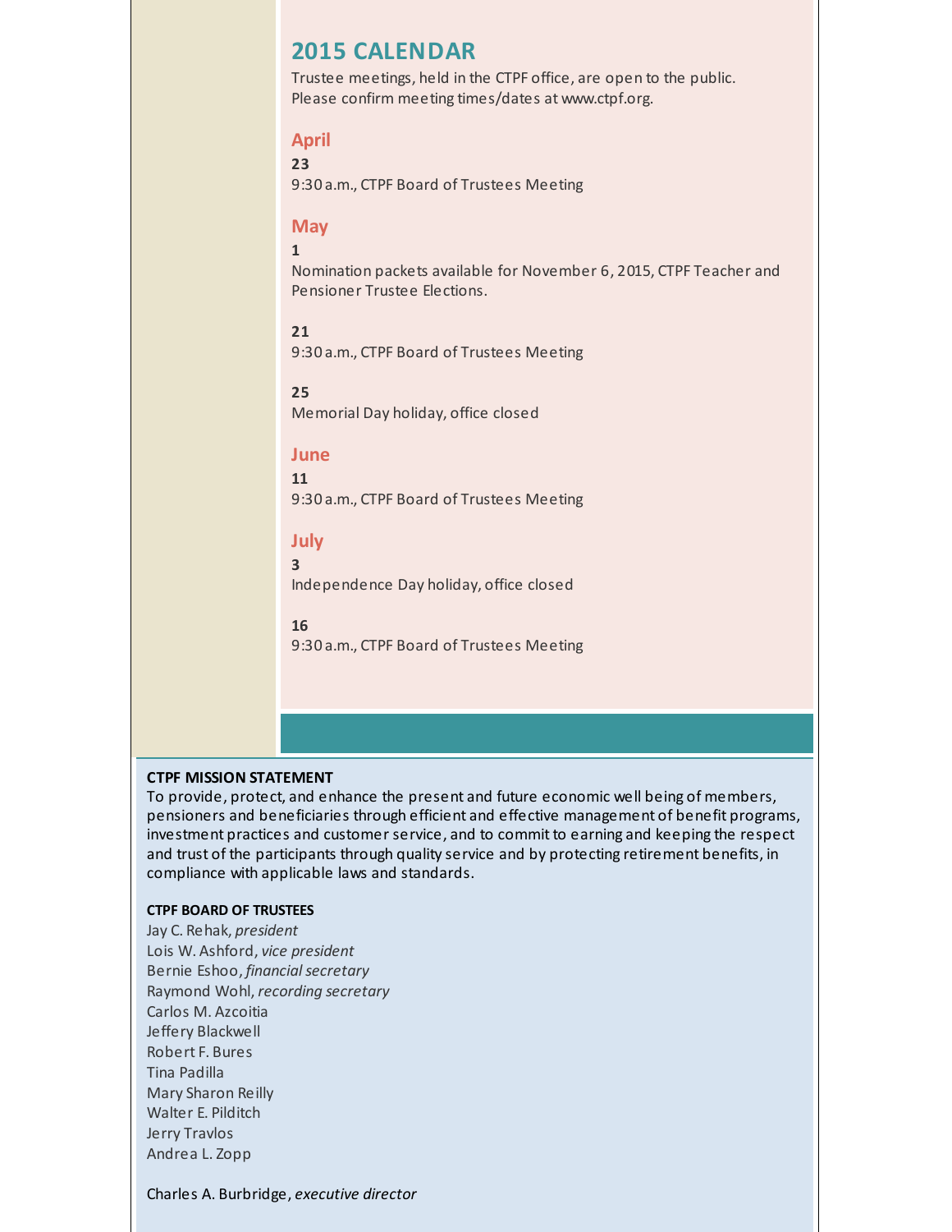## 2015 CALENDAR

Trustee meetings, held in the CTPF office, are open to the public. Please confirm meeting times/dates at www.ctpf.org.

### April

**23**
9:30 a.m., CTPF Board of Trustees Meeting

### May

**1**
Nomination packets available for November 6, 2015, CTPF Teacher and Pensioner Trustee Elections.

**21**
9:30 a.m., CTPF Board of Trustees Meeting

**25**
Memorial Day holiday, office closed

### June

**11**
9:30 a.m., CTPF Board of Trustees Meeting

### July

**3**
Independence Day holiday, office closed

**16**
9:30 a.m., CTPF Board of Trustees Meeting

**CTPF MISSION STATEMENT**

To provide, protect, and enhance the present and future economic well being of members, pensioners and beneficiaries through efficient and effective management of benefit programs, investment practices and customer service, and to commit to earning and keeping the respect and trust of the participants through quality service and by protecting retirement benefits, in compliance with applicable laws and standards.

**CTPF BOARD OF TRUSTEES**

Jay C. Rehak, *president*
Lois W. Ashford, *vice president*
Bernie Eshoo, *financial secretary*
Raymond Wohl, *recording secretary*
Carlos M. Azcoitia
Jeffery Blackwell
Robert F. Bures
Tina Padilla
Mary Sharon Reilly
Walter E. Pilditch
Jerry Travlos
Andrea L. Zopp

Charles A. Burbridge, *executive director*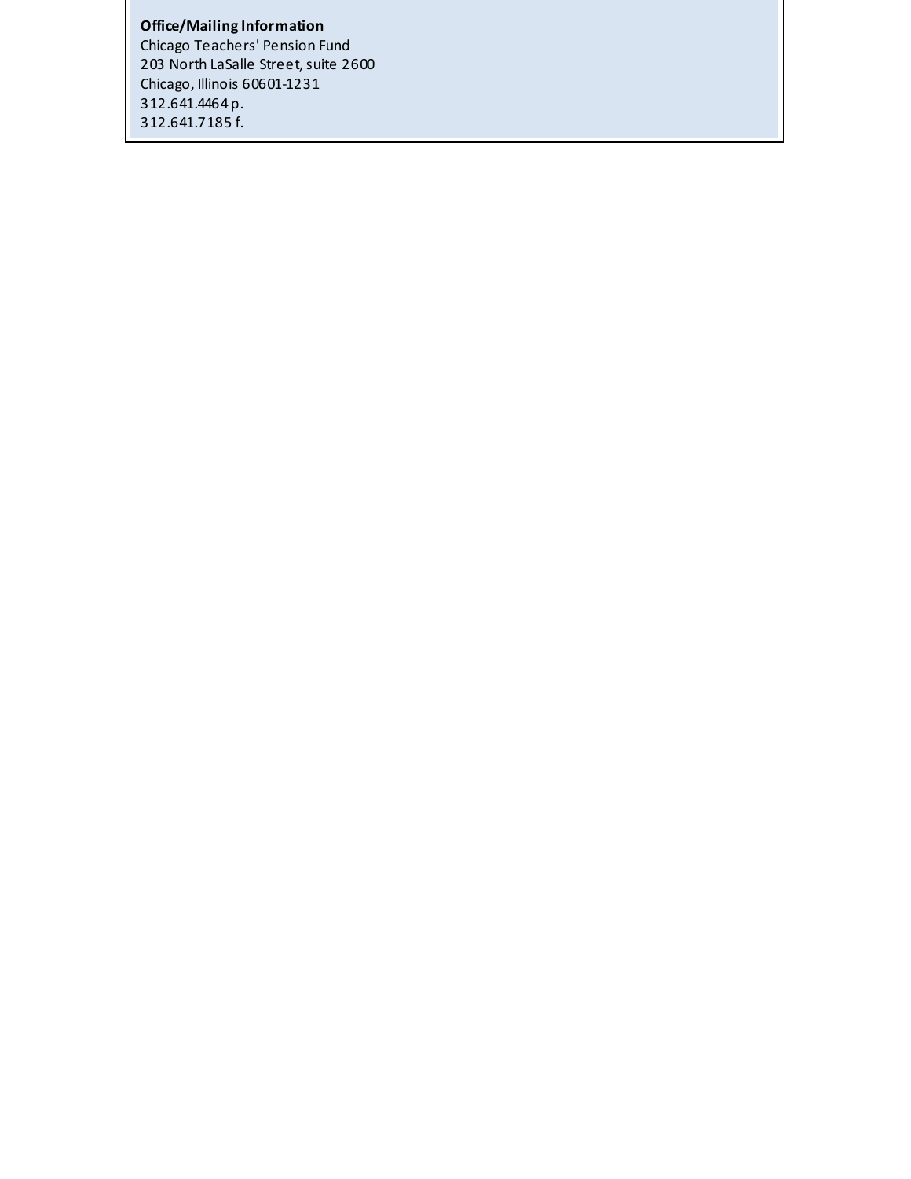**Office/Mailing Information**
Chicago Teachers' Pension Fund
203 North LaSalle Street, suite 2600
Chicago, Illinois 60601-1231
312.641.4464 p.
312.641.7185 f.